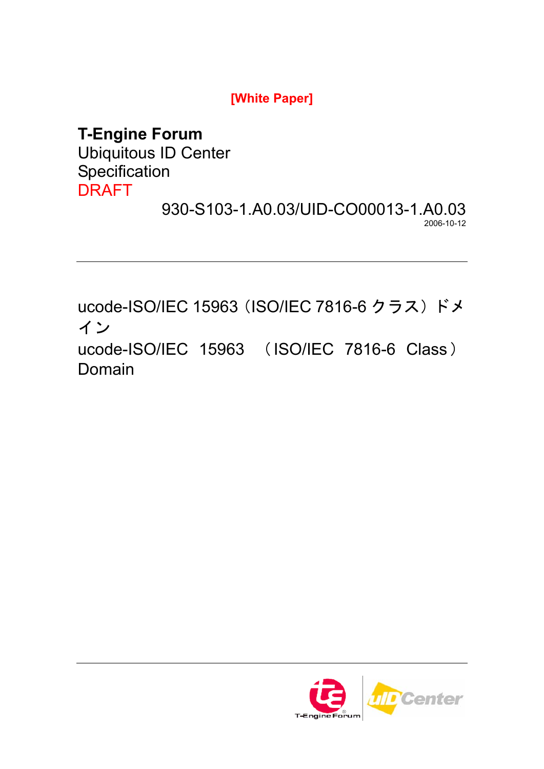[White Paper]

**T-Engine Forum**
Ubiquitous ID Center
Specification
DRAFT

930-S103-1.A0.03/UID-CO00013-1.A0.03
2006-10-12

---

# ucode-ISO/IEC 15963（ISO/IEC 7816-6 クラス）ドメイン
# ucode-ISO/IEC 15963 （ISO/IEC 7816-6 Class） Domain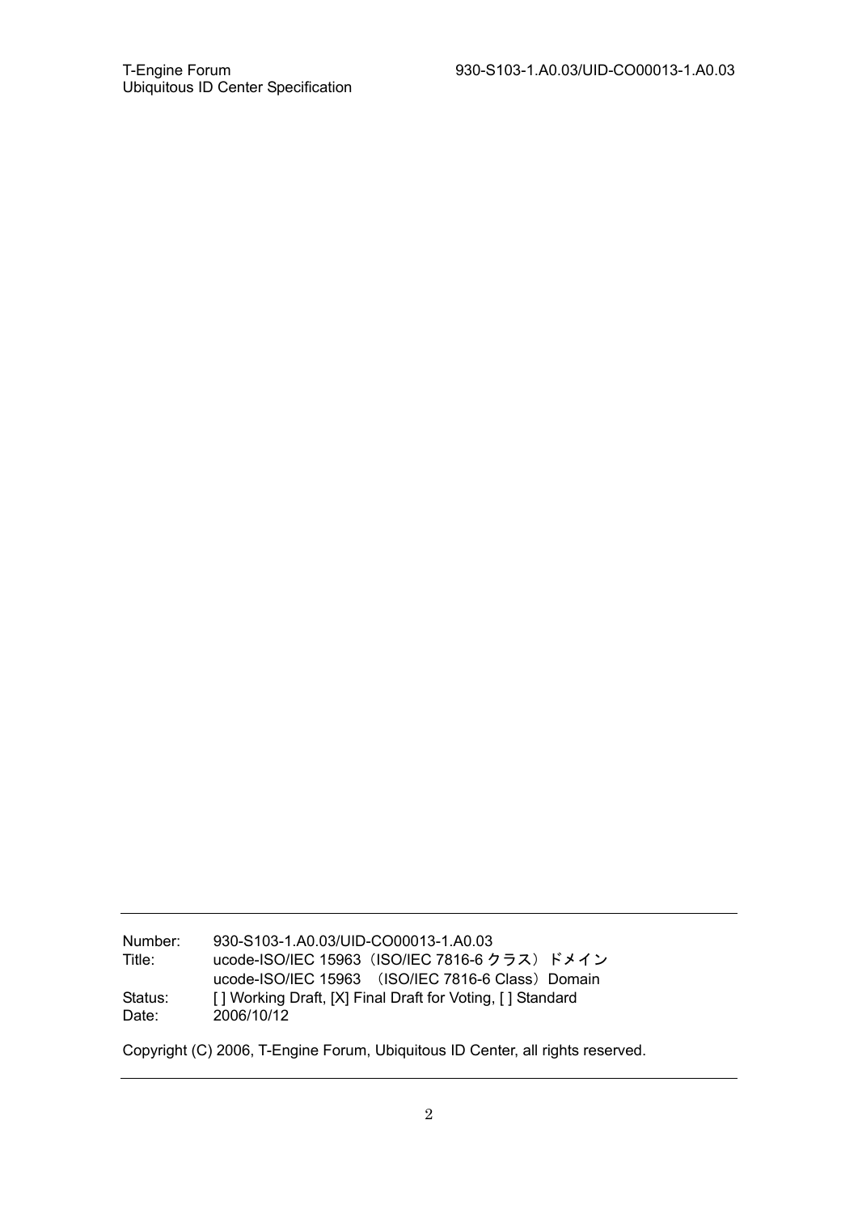Number: 930-S103-1.A0.03/UID-CO00013-1.A0.03

Title: ucode-ISO/IEC 15963（ISO/IEC 7816-6 クラス）ドメイン
ucode-ISO/IEC 15963 （ISO/IEC 7816-6 Class）Domain

Status: [ ] Working Draft, [X] Final Draft for Voting, [ ] Standard

Date: 2006/10/12

Copyright (C) 2006, T-Engine Forum, Ubiquitous ID Center, all rights reserved.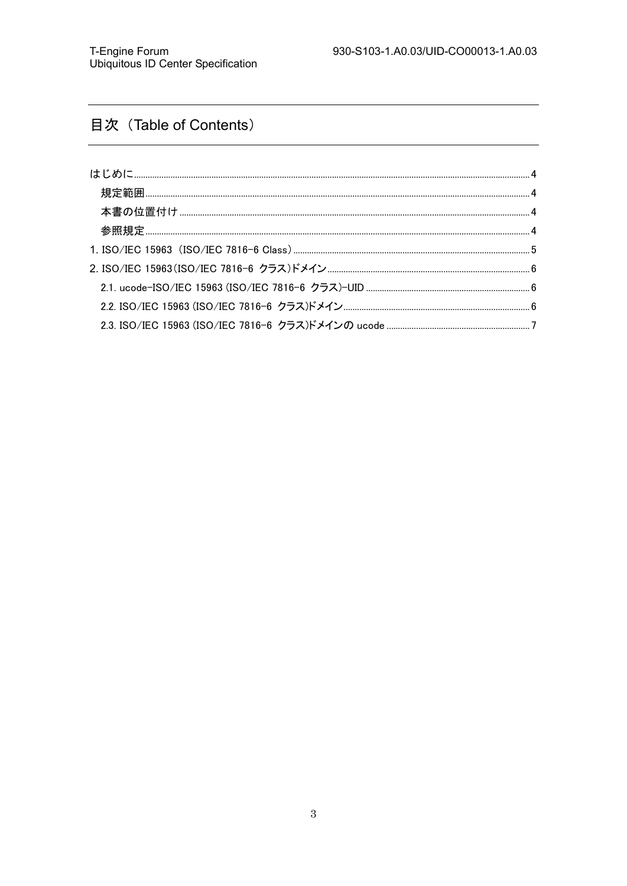# 目次（Table of Contents）

はじめに.......................................................................................................................................................4

規定範囲.......................................................................................................................................................4

本書の位置付け...........................................................................................................................................4

参照規定.......................................................................................................................................................4

1. ISO/IEC 15963 （ISO/IEC 7816-6 Class）.......................................................................................5

2. ISO/IEC 15963（ISO/IEC 7816-6 クラス）ドメイン.......................................................................6

2.1. ucode-ISO/IEC 15963 (ISO/IEC 7816-6 クラス)-UID ....................................................................6

2.2. ISO/IEC 15963 (ISO/IEC 7816-6 クラス)ドメイン.........................................................................6

2.3. ISO/IEC 15963 (ISO/IEC 7816-6 クラス)ドメインの ucode ........................................................7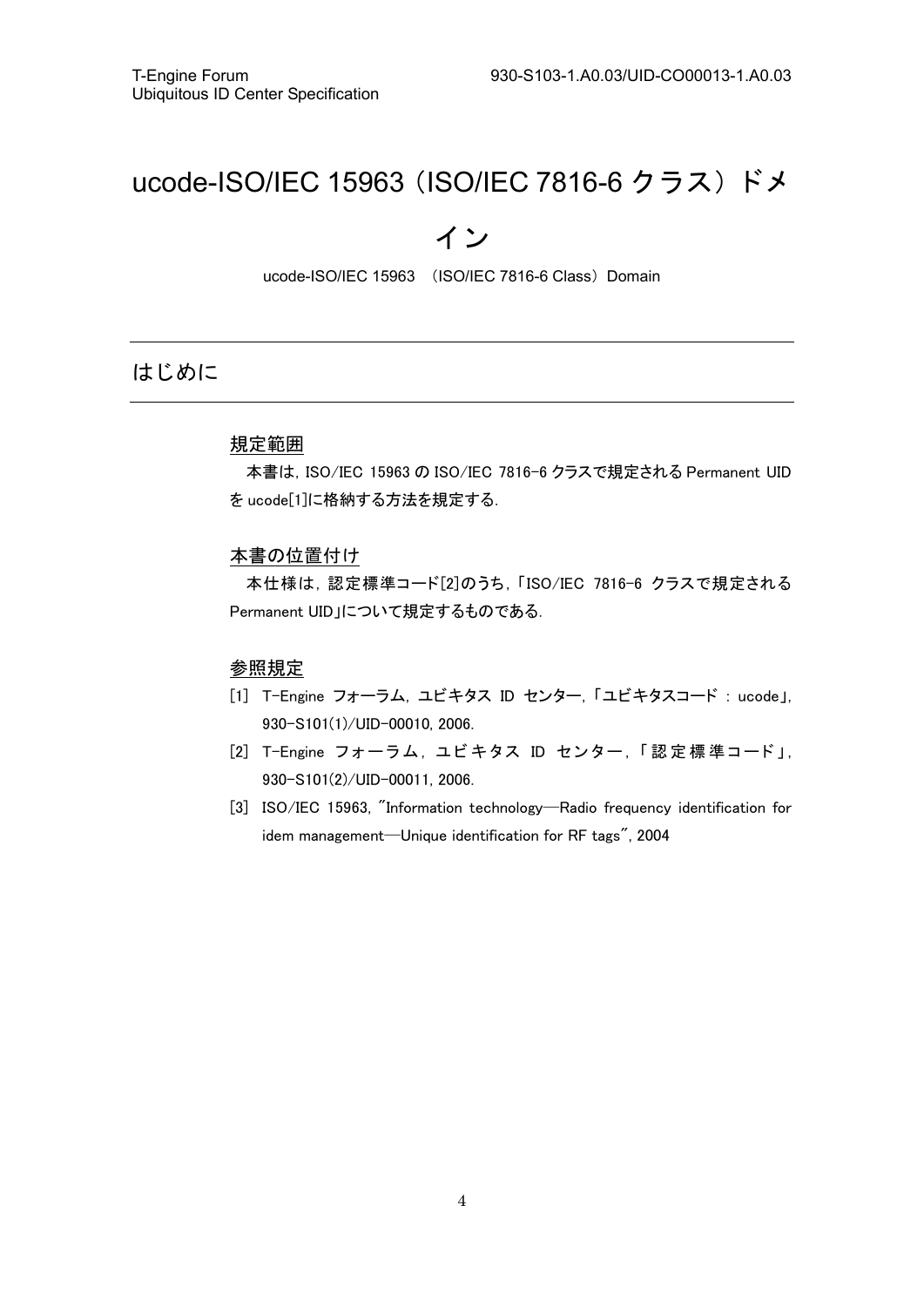# ucode-ISO/IEC 15963（ISO/IEC 7816-6 クラス）ドメイン

ucode-ISO/IEC 15963 （ISO/IEC 7816-6 Class）Domain

## はじめに

### 規定範囲

本書は，ISO/IEC 15963 の ISO/IEC 7816-6 クラスで規定される Permanent UID を ucode[1]に格納する方法を規定する．

### 本書の位置付け

本仕様は，認定標準コード[2]のうち，「ISO/IEC 7816-6 クラスで規定される Permanent UID」について規定するものである．

### 参照規定

[1] T-Engine フォーラム，ユビキタス ID センター，「ユビキタスコード : ucode」，930-S101(1)/UID-00010, 2006.

[2] T-Engine フォーラム，ユビキタス ID センター，「認定標準コード」，930-S101(2)/UID-00011, 2006.

[3] ISO/IEC 15963, "Information technology—Radio frequency identification for idem management—Unique identification for RF tags", 2004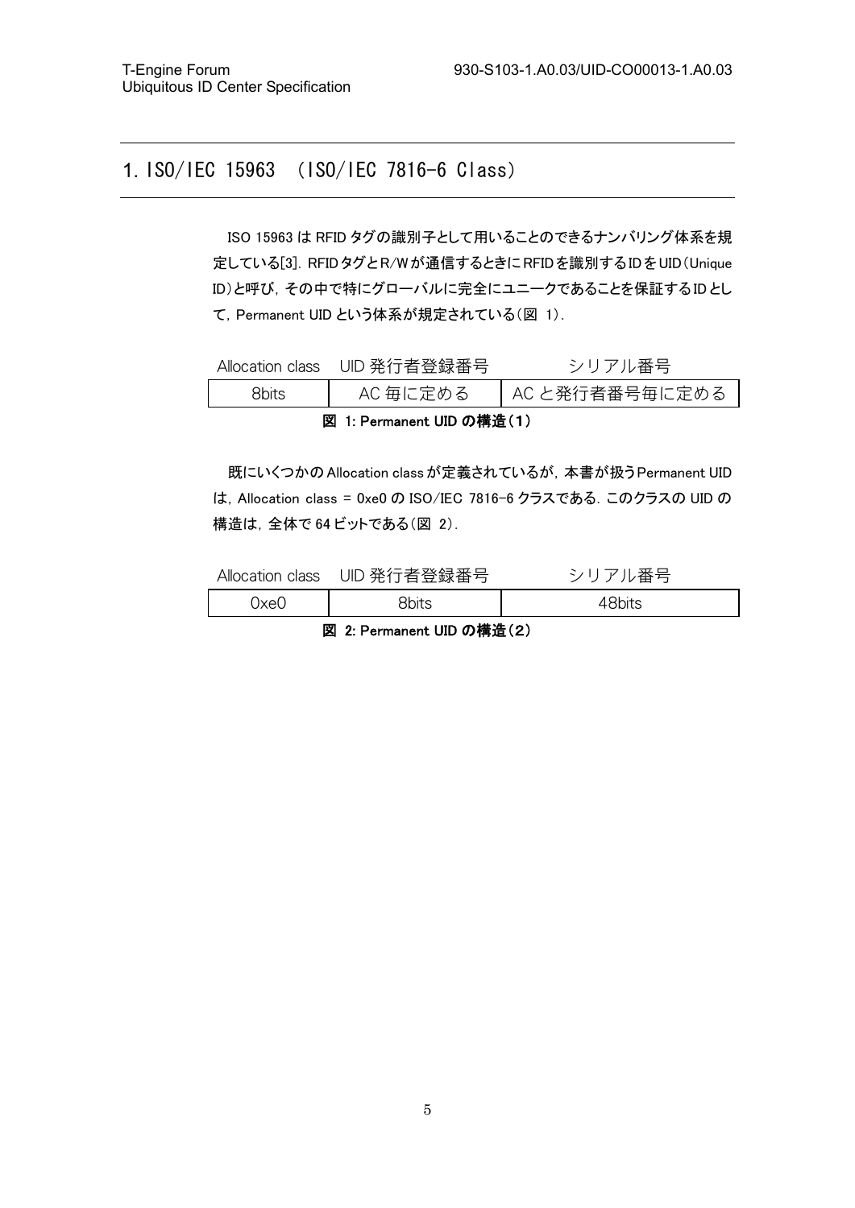# 1. ISO/IEC 15963　(ISO/IEC 7816-6 Class)

ISO 15963 は RFID タグの識別子として用いることのできるナンバリング体系を規定している[3]．RFIDタグとR/Wが通信するときにRFIDを識別するIDをUID（Unique ID）と呼び，その中で特にグローバルに完全にユニークであることを保証するIDとして，Permanent UID という体系が規定されている（図 1）．

| Allocation class | UID 発行者登録番号 | シリアル番号 |
|---|---|---|
| 8bits | AC 毎に定める | AC と発行者番号毎に定める |

**図 1: Permanent UID の構造（1）**

既にいくつかの Allocation class が定義されているが，本書が扱うPermanent UID は，Allocation class = 0xe0 の ISO/IEC 7816-6 クラスである．このクラスの UID の構造は，全体で 64 ビットである（図 2）．

| Allocation class | UID 発行者登録番号 | シリアル番号 |
|---|---|---|
| 0xe0 | 8bits | 48bits |

**図 2: Permanent UID の構造（2）**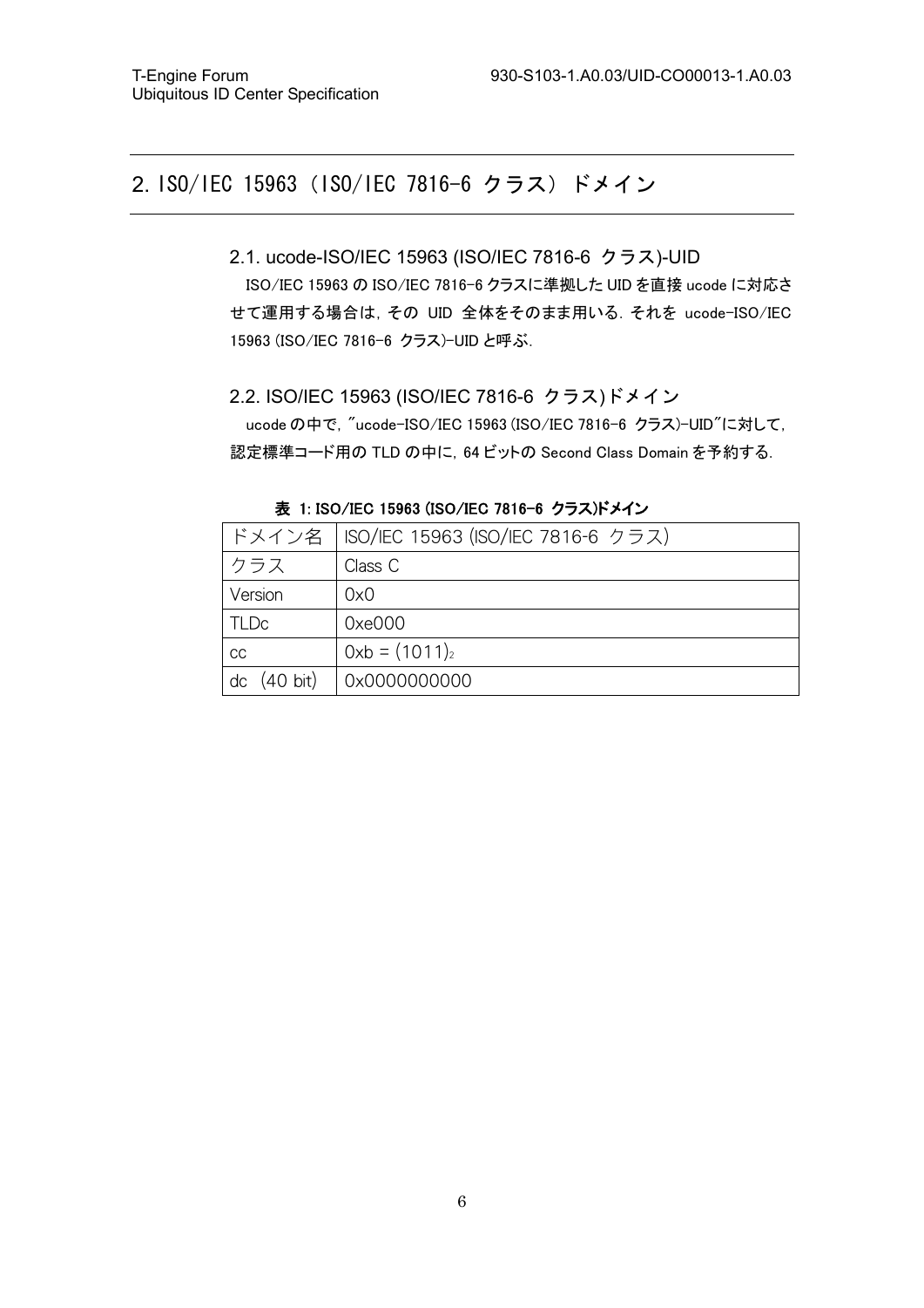## 2. ISO/IEC 15963 (ISO/IEC 7816-6 クラス) ドメイン

### 2.1. ucode-ISO/IEC 15963 (ISO/IEC 7816-6 クラス)-UID

ISO/IEC 15963 の ISO/IEC 7816-6 クラスに準拠した UID を直接 ucode に対応させて運用する場合は，その UID 全体をそのまま用いる．それを ucode-ISO/IEC 15963 (ISO/IEC 7816-6 クラス)-UID と呼ぶ．

### 2.2. ISO/IEC 15963 (ISO/IEC 7816-6 クラス)ドメイン

ucode の中で，"ucode-ISO/IEC 15963 (ISO/IEC 7816-6 クラス)-UID"に対して，認定標準コード用の TLD の中に，64 ビットの Second Class Domain を予約する．

**表 1: ISO/IEC 15963 (ISO/IEC 7816-6 クラス)ドメイン**

| ドメイン名 | ISO/IEC 15963 (ISO/IEC 7816-6 クラス) |
| --- | --- |
| クラス | Class C |
| Version | 0x0 |
| TLDc | 0xe000 |
| cc | 0xb = $(1011)_2$ |
| dc (40 bit) | 0x0000000000 |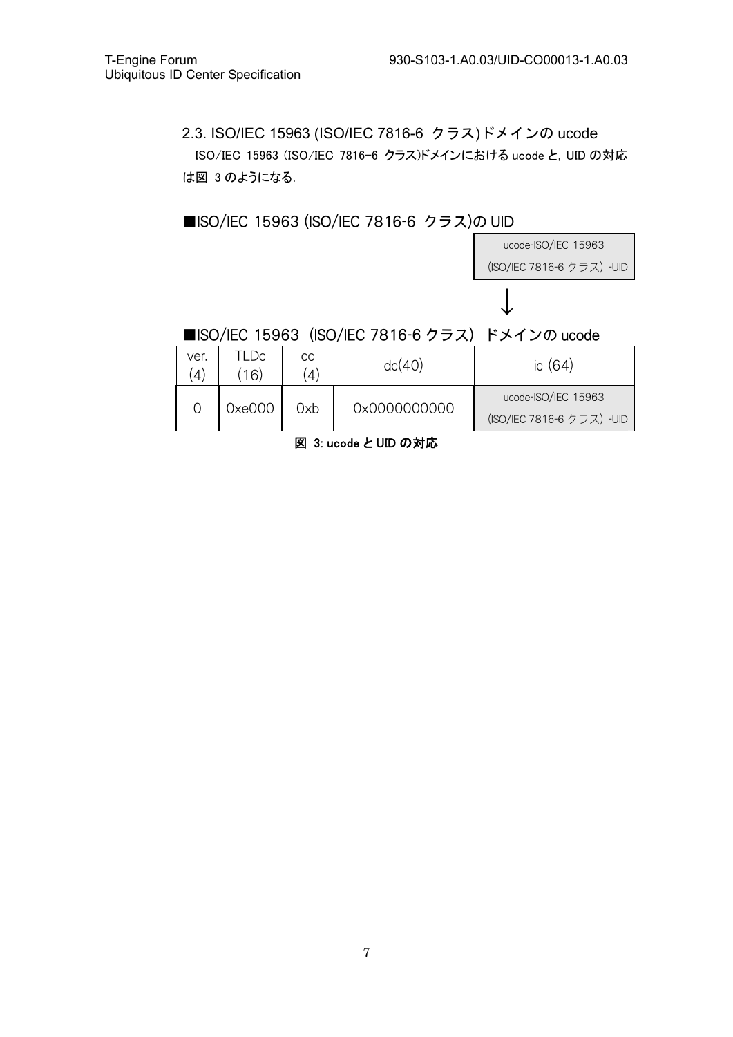### 2.3. ISO/IEC 15963 (ISO/IEC 7816-6 クラス)ドメインの ucode

ISO/IEC 15963 (ISO/IEC 7816-6 クラス)ドメインにおける ucode と，UID の対応は図 3 のようになる．

■ISO/IEC 15963 (ISO/IEC 7816-6 クラス)の UID

| ucode-ISO/IEC 15963 (ISO/IEC 7816-6 クラス) -UID |
|---|

↓

■ISO/IEC 15963（ISO/IEC 7816-6 クラス）ドメインの ucode

| ver. (4) | TLDc (16) | cc (4) | dc(40) | ic (64) |
|---|---|---|---|---|
| 0 | 0xe000 | 0xb | 0x0000000000 | ucode-ISO/IEC 15963 (ISO/IEC 7816-6 クラス) -UID |

図 3: ucode と UID の対応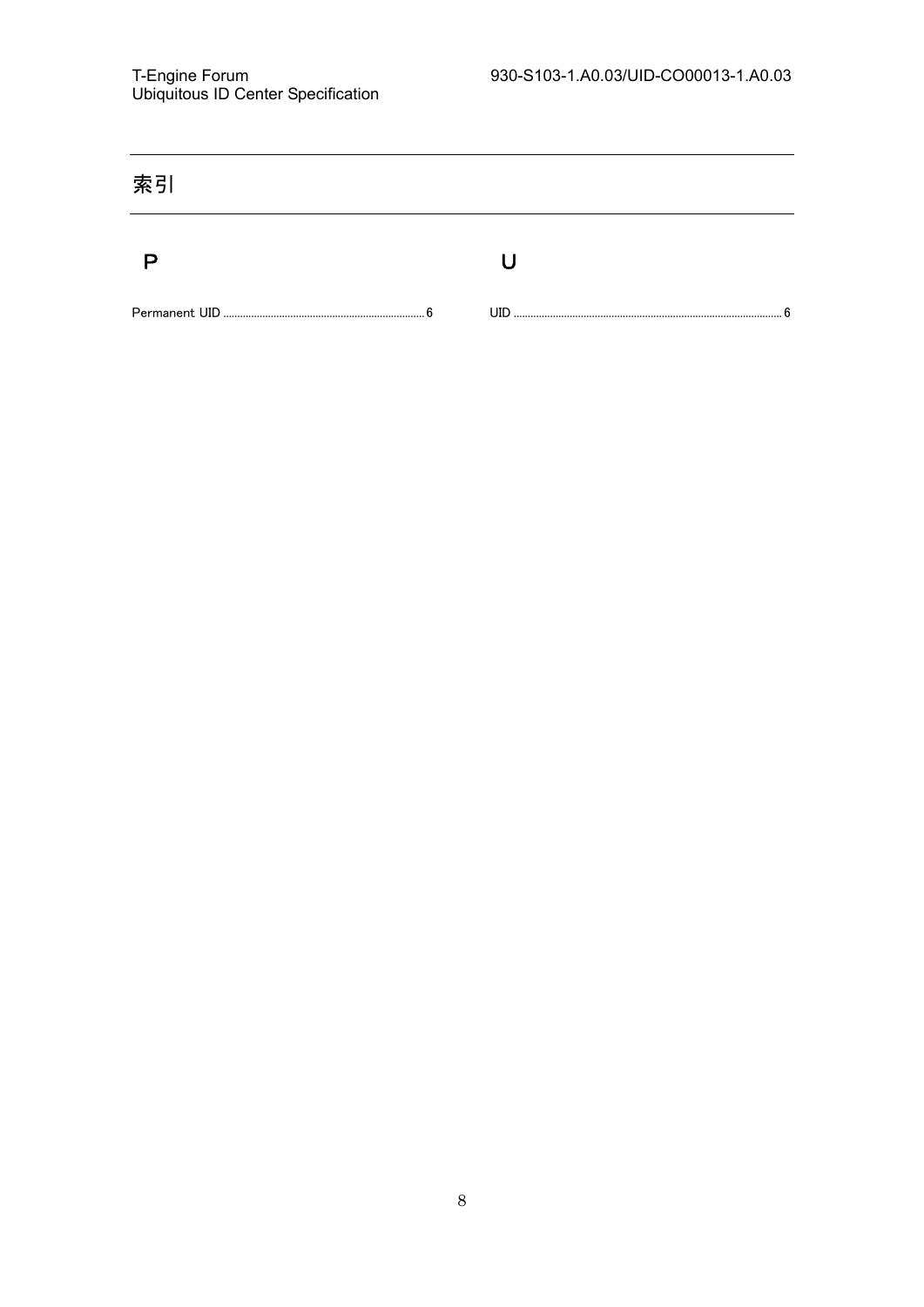# 索引

## Ｐ

Permanent UID ........................................................................ 6

## Ｕ

UID ........................................................................................... 6